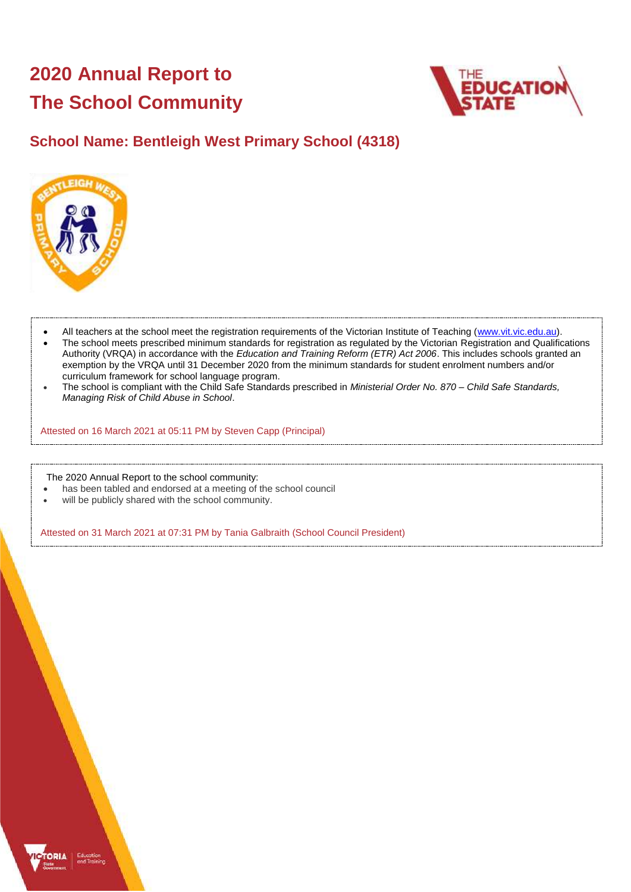# 2020 Annual Report to The School Community

## School Name: Bentleigh West Primary School (4318)

- All teachers at the school meet the registration requirements of the Victorian Institute of Teaching (www.vit.vic.edu.au).
- The school meets prescribed minimum standards for registration as regulated by the Victorian Registration and Qualifications Authority (VRQA) in accordance with the *Education and Training Reform (ETR) Act 2006*. This includes schools granted an exemption by the VRQA until 31 December 2020 from the minimum standards for student enrolment numbers and/or curriculum framework for school language program.
- The school is compliant with the Child Safe Standards prescribed in *Ministerial Order No. 870 – Child Safe Standards, Managing Risk of Child Abuse in School*.

Attested on 16 March 2021 at 05:11 PM by Steven Capp (Principal)

The 2020 Annual Report to the school community:

- has been tabled and endorsed at a meeting of the school council
- will be publicly shared with the school community.

Attested on 31 March 2021 at 07:31 PM by Tania Galbraith (School Council President)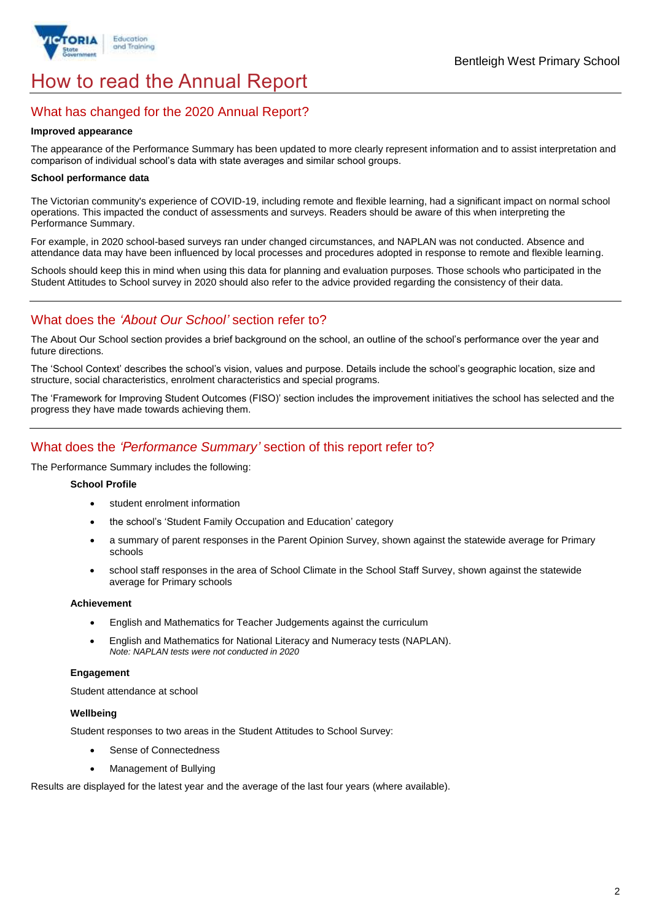# How to read the Annual Report

## What has changed for the 2020 Annual Report?

**Improved appearance**

The appearance of the Performance Summary has been updated to more clearly represent information and to assist interpretation and comparison of individual school's data with state averages and similar school groups.

**School performance data**

The Victorian community's experience of COVID-19, including remote and flexible learning, had a significant impact on normal school operations. This impacted the conduct of assessments and surveys. Readers should be aware of this when interpreting the Performance Summary.

For example, in 2020 school-based surveys ran under changed circumstances, and NAPLAN was not conducted. Absence and attendance data may have been influenced by local processes and procedures adopted in response to remote and flexible learning.

Schools should keep this in mind when using this data for planning and evaluation purposes. Those schools who participated in the Student Attitudes to School survey in 2020 should also refer to the advice provided regarding the consistency of their data.

## What does the *'About Our School'* section refer to?

The About Our School section provides a brief background on the school, an outline of the school's performance over the year and future directions.

The 'School Context' describes the school's vision, values and purpose. Details include the school's geographic location, size and structure, social characteristics, enrolment characteristics and special programs.

The 'Framework for Improving Student Outcomes (FISO)' section includes the improvement initiatives the school has selected and the progress they have made towards achieving them.

## What does the *'Performance Summary'* section of this report refer to?

The Performance Summary includes the following:

**School Profile**

- student enrolment information
- the school's 'Student Family Occupation and Education' category
- a summary of parent responses in the Parent Opinion Survey, shown against the statewide average for Primary schools
- school staff responses in the area of School Climate in the School Staff Survey, shown against the statewide average for Primary schools

**Achievement**

- English and Mathematics for Teacher Judgements against the curriculum
- English and Mathematics for National Literacy and Numeracy tests (NAPLAN).
  *Note: NAPLAN tests were not conducted in 2020*

**Engagement**

Student attendance at school

**Wellbeing**

Student responses to two areas in the Student Attitudes to School Survey:

- Sense of Connectedness
- Management of Bullying

Results are displayed for the latest year and the average of the last four years (where available).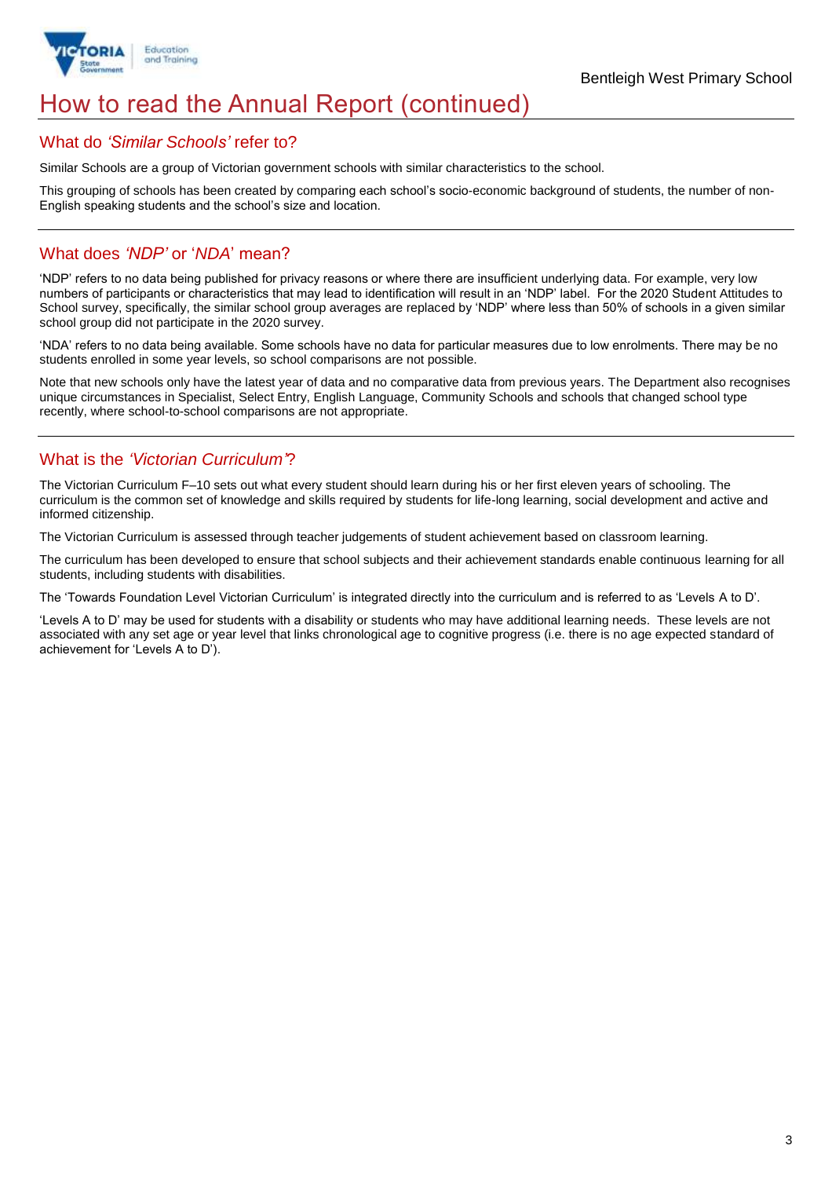# How to read the Annual Report (continued)

## What do *'Similar Schools'* refer to?

Similar Schools are a group of Victorian government schools with similar characteristics to the school.

This grouping of schools has been created by comparing each school's socio-economic background of students, the number of non-English speaking students and the school's size and location.

## What does *'NDP'* or '*NDA*' mean?

'NDP' refers to no data being published for privacy reasons or where there are insufficient underlying data. For example, very low numbers of participants or characteristics that may lead to identification will result in an 'NDP' label. For the 2020 Student Attitudes to School survey, specifically, the similar school group averages are replaced by 'NDP' where less than 50% of schools in a given similar school group did not participate in the 2020 survey.

'NDA' refers to no data being available. Some schools have no data for particular measures due to low enrolments. There may be no students enrolled in some year levels, so school comparisons are not possible.

Note that new schools only have the latest year of data and no comparative data from previous years. The Department also recognises unique circumstances in Specialist, Select Entry, English Language, Community Schools and schools that changed school type recently, where school-to-school comparisons are not appropriate.

## What is the *'Victorian Curriculum'*?

The Victorian Curriculum F–10 sets out what every student should learn during his or her first eleven years of schooling. The curriculum is the common set of knowledge and skills required by students for life-long learning, social development and active and informed citizenship.

The Victorian Curriculum is assessed through teacher judgements of student achievement based on classroom learning.

The curriculum has been developed to ensure that school subjects and their achievement standards enable continuous learning for all students, including students with disabilities.

The 'Towards Foundation Level Victorian Curriculum' is integrated directly into the curriculum and is referred to as 'Levels A to D'.

'Levels A to D' may be used for students with a disability or students who may have additional learning needs. These levels are not associated with any set age or year level that links chronological age to cognitive progress (i.e. there is no age expected standard of achievement for 'Levels A to D').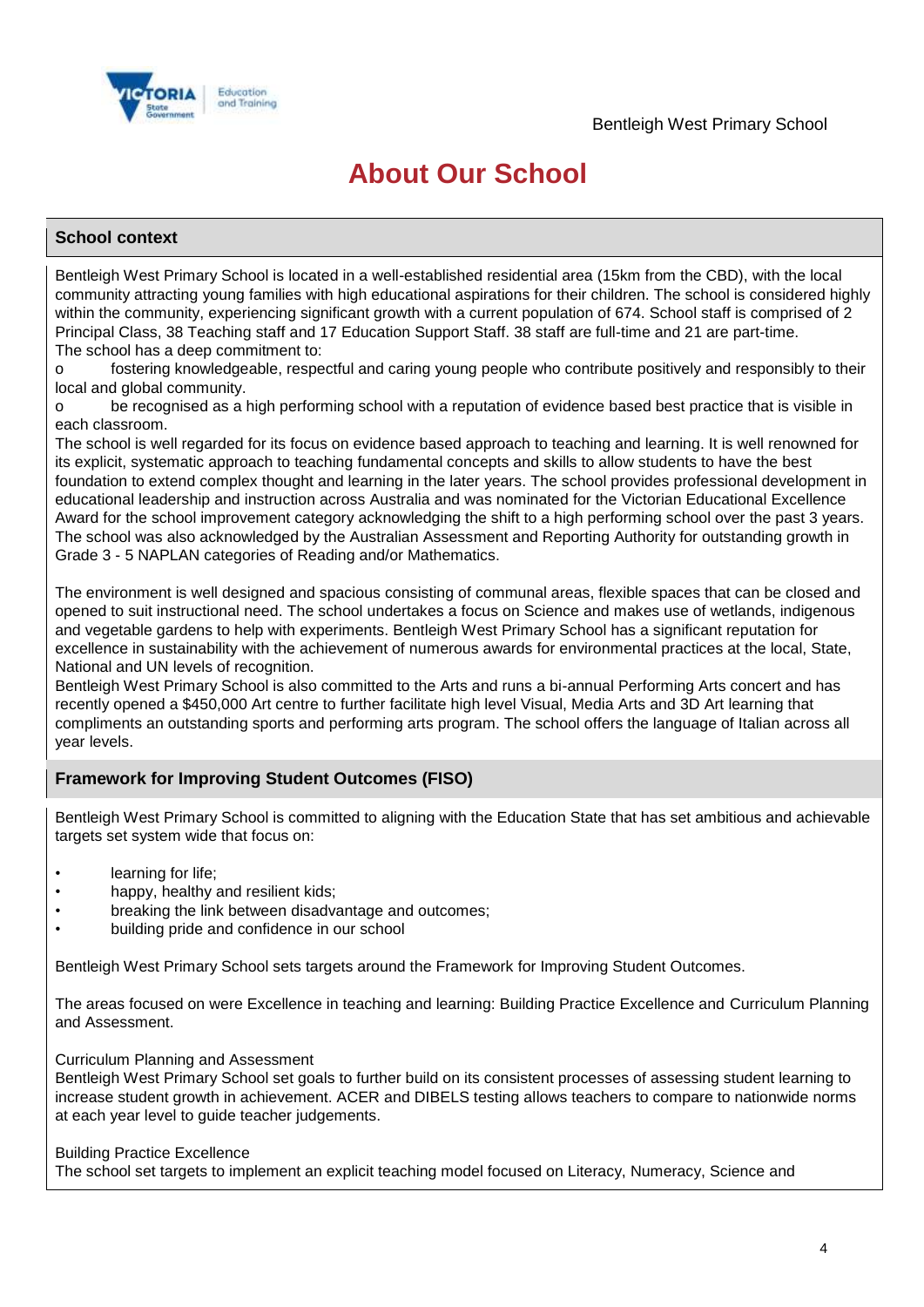# About Our School

## School context

Bentleigh West Primary School is located in a well-established residential area (15km from the CBD), with the local community attracting young families with high educational aspirations for their children. The school is considered highly within the community, experiencing significant growth with a current population of 674. School staff is comprised of 2 Principal Class, 38 Teaching staff and 17 Education Support Staff. 38 staff are full-time and 21 are part-time.
The school has a deep commitment to:

o fostering knowledgeable, respectful and caring young people who contribute positively and responsibly to their local and global community.

o be recognised as a high performing school with a reputation of evidence based best practice that is visible in each classroom.

The school is well regarded for its focus on evidence based approach to teaching and learning. It is well renowned for its explicit, systematic approach to teaching fundamental concepts and skills to allow students to have the best foundation to extend complex thought and learning in the later years. The school provides professional development in educational leadership and instruction across Australia and was nominated for the Victorian Educational Excellence Award for the school improvement category acknowledging the shift to a high performing school over the past 3 years. The school was also acknowledged by the Australian Assessment and Reporting Authority for outstanding growth in Grade 3 - 5 NAPLAN categories of Reading and/or Mathematics.

The environment is well designed and spacious consisting of communal areas, flexible spaces that can be closed and opened to suit instructional need. The school undertakes a focus on Science and makes use of wetlands, indigenous and vegetable gardens to help with experiments. Bentleigh West Primary School has a significant reputation for excellence in sustainability with the achievement of numerous awards for environmental practices at the local, State, National and UN levels of recognition.
Bentleigh West Primary School is also committed to the Arts and runs a bi-annual Performing Arts concert and has recently opened a $450,000 Art centre to further facilitate high level Visual, Media Arts and 3D Art learning that compliments an outstanding sports and performing arts program. The school offers the language of Italian across all year levels.

## Framework for Improving Student Outcomes (FISO)

Bentleigh West Primary School is committed to aligning with the Education State that has set ambitious and achievable targets set system wide that focus on:

- learning for life;
- happy, healthy and resilient kids;
- breaking the link between disadvantage and outcomes;
- building pride and confidence in our school

Bentleigh West Primary School sets targets around the Framework for Improving Student Outcomes.

The areas focused on were Excellence in teaching and learning: Building Practice Excellence and Curriculum Planning and Assessment.

Curriculum Planning and Assessment
Bentleigh West Primary School set goals to further build on its consistent processes of assessing student learning to increase student growth in achievement. ACER and DIBELS testing allows teachers to compare to nationwide norms at each year level to guide teacher judgements.

Building Practice Excellence
The school set targets to implement an explicit teaching model focused on Literacy, Numeracy, Science and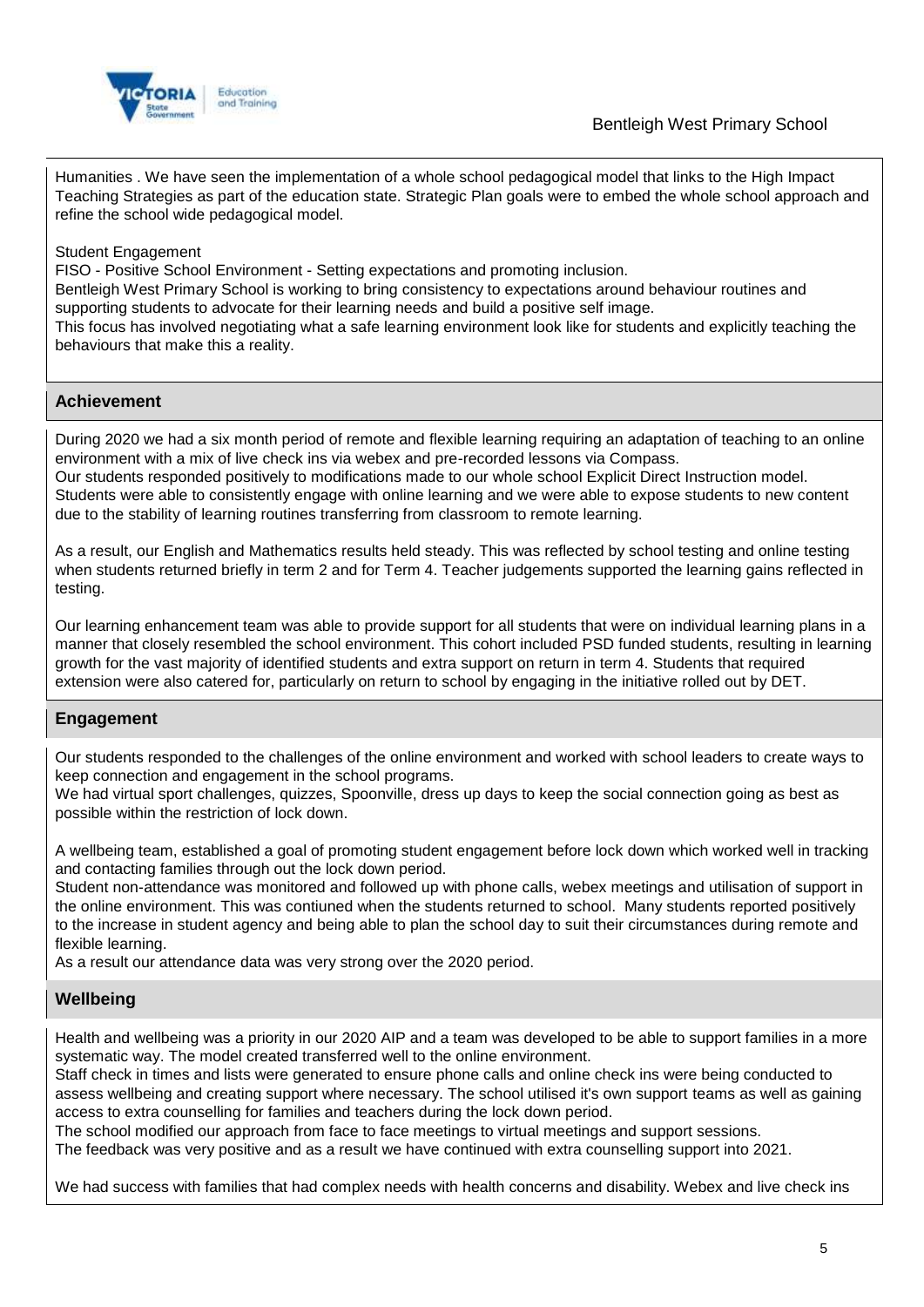Humanities . We have seen the implementation of a whole school pedagogical model that links to the High Impact Teaching Strategies as part of the education state. Strategic Plan goals were to embed the whole school approach and refine the school wide pedagogical model.

Student Engagement
FISO - Positive School Environment - Setting expectations and promoting inclusion.
Bentleigh West Primary School is working to bring consistency to expectations around behaviour routines and supporting students to advocate for their learning needs and build a positive self image.
This focus has involved negotiating what a safe learning environment look like for students and explicitly teaching the behaviours that make this a reality.

## Achievement

During 2020 we had a six month period of remote and flexible learning requiring an adaptation of teaching to an online environment with a mix of live check ins via webex and pre-recorded lessons via Compass.
Our students responded positively to modifications made to our whole school Explicit Direct Instruction model. Students were able to consistently engage with online learning and we were able to expose students to new content due to the stability of learning routines transferring from classroom to remote learning.

As a result, our English and Mathematics results held steady. This was reflected by school testing and online testing when students returned briefly in term 2 and for Term 4. Teacher judgements supported the learning gains reflected in testing.

Our learning enhancement team was able to provide support for all students that were on individual learning plans in a manner that closely resembled the school environment. This cohort included PSD funded students, resulting in learning growth for the vast majority of identified students and extra support on return in term 4. Students that required extension were also catered for, particularly on return to school by engaging in the initiative rolled out by DET.

## Engagement

Our students responded to the challenges of the online environment and worked with school leaders to create ways to keep connection and engagement in the school programs.
We had virtual sport challenges, quizzes, Spoonville, dress up days to keep the social connection going as best as possible within the restriction of lock down.

A wellbeing team, established a goal of promoting student engagement before lock down which worked well in tracking and contacting families through out the lock down period.
Student non-attendance was monitored and followed up with phone calls, webex meetings and utilisation of support in the online environment. This was contiuned when the students returned to school. Many students reported positively to the increase in student agency and being able to plan the school day to suit their circumstances during remote and flexible learning.
As a result our attendance data was very strong over the 2020 period.

## Wellbeing

Health and wellbeing was a priority in our 2020 AIP and a team was developed to be able to support families in a more systematic way. The model created transferred well to the online environment.
Staff check in times and lists were generated to ensure phone calls and online check ins were being conducted to assess wellbeing and creating support where necessary. The school utilised it's own support teams as well as gaining access to extra counselling for families and teachers during the lock down period.
The school modified our approach from face to face meetings to virtual meetings and support sessions.
The feedback was very positive and as a result we have continued with extra counselling support into 2021.

We had success with families that had complex needs with health concerns and disability. Webex and live check ins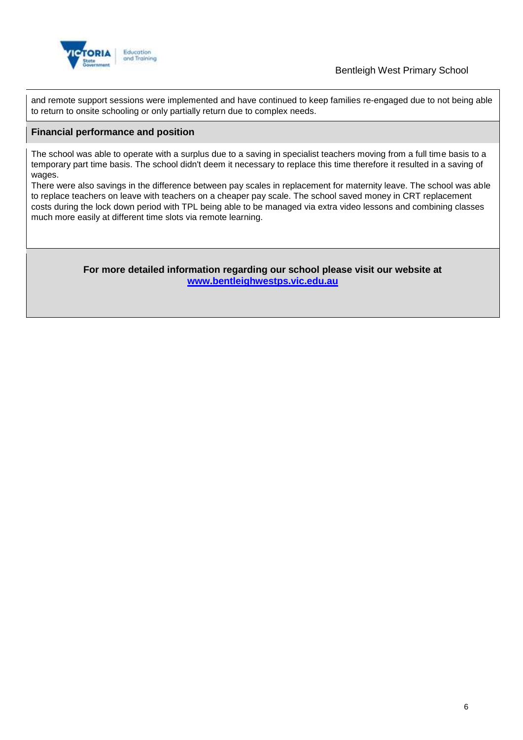and remote support sessions were implemented and have continued to keep families re-engaged due to not being able to return to onsite schooling or only partially return due to complex needs.

## Financial performance and position

The school was able to operate with a surplus due to a saving in specialist teachers moving from a full time basis to a temporary part time basis. The school didn't deem it necessary to replace this time therefore it resulted in a saving of wages.

There were also savings in the difference between pay scales in replacement for maternity leave. The school was able to replace teachers on leave with teachers on a cheaper pay scale. The school saved money in CRT replacement costs during the lock down period with TPL being able to be managed via extra video lessons and combining classes much more easily at different time slots via remote learning.

**For more detailed information regarding our school please visit our website at [www.bentleighwestps.vic.edu.au](http://www.bentleighwestps.vic.edu.au)**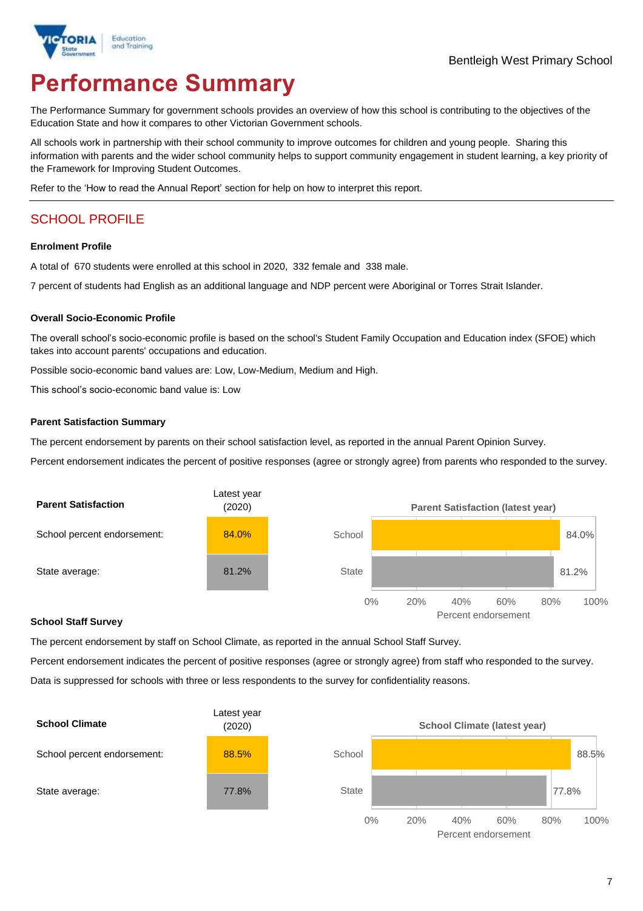Bentleigh West Primary School

# Performance Summary

The Performance Summary for government schools provides an overview of how this school is contributing to the objectives of the Education State and how it compares to other Victorian Government schools.

All schools work in partnership with their school community to improve outcomes for children and young people. Sharing this information with parents and the wider school community helps to support community engagement in student learning, a key priority of the Framework for Improving Student Outcomes.

Refer to the 'How to read the Annual Report' section for help on how to interpret this report.

## SCHOOL PROFILE

### Enrolment Profile

A total of 670 students were enrolled at this school in 2020, 332 female and 338 male.

7 percent of students had English as an additional language and NDP percent were Aboriginal or Torres Strait Islander.

### Overall Socio-Economic Profile

The overall school's socio-economic profile is based on the school's Student Family Occupation and Education index (SFOE) which takes into account parents' occupations and education.

Possible socio-economic band values are: Low, Low-Medium, Medium and High.

This school's socio-economic band value is: Low

### Parent Satisfaction Summary

The percent endorsement by parents on their school satisfaction level, as reported in the annual Parent Opinion Survey.

Percent endorsement indicates the percent of positive responses (agree or strongly agree) from parents who responded to the survey.

| Parent Satisfaction | Latest year (2020) |
|---|---|
| School percent endorsement: | 84.0% |
| State average: | 81.2% |

Parent Satisfaction (latest year)

| | Percent endorsement |
|---|---|
| School | 84.0% |
| State | 81.2% |

### School Staff Survey

The percent endorsement by staff on School Climate, as reported in the annual School Staff Survey.

Percent endorsement indicates the percent of positive responses (agree or strongly agree) from staff who responded to the survey.

Data is suppressed for schools with three or less respondents to the survey for confidentiality reasons.

| School Climate | Latest year (2020) |
|---|---|
| School percent endorsement: | 88.5% |
| State average: | 77.8% |

School Climate (latest year)

| | Percent endorsement |
|---|---|
| School | 88.5% |
| State | 77.8% |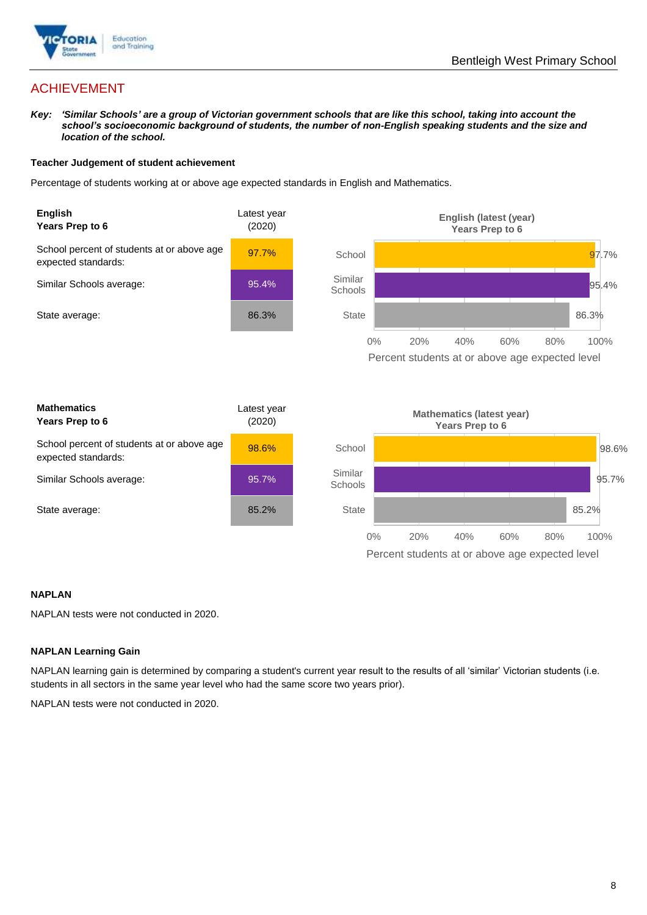## ACHIEVEMENT

***Key:** 'Similar Schools' are a group of Victorian government schools that are like this school, taking into account the school's socioeconomic background of students, the number of non-English speaking students and the size and location of the school.*

**Teacher Judgement of student achievement**

Percentage of students working at or above age expected standards in English and Mathematics.

| **English Years Prep to 6** | Latest year (2020) |
|---|---|
| School percent of students at or above age expected standards: | 97.7% |
| Similar Schools average: | 95.4% |
| State average: | 86.3% |

**English (latest (year) Years Prep to 6**

| | Percent students at or above age expected level |
|---|---|
| School | 97.7% |
| Similar Schools | 95.4% |
| State | 86.3% |

| **Mathematics Years Prep to 6** | Latest year (2020) |
|---|---|
| School percent of students at or above age expected standards: | 98.6% |
| Similar Schools average: | 95.7% |
| State average: | 85.2% |

**Mathematics (latest year) Years Prep to 6**

| | Percent students at or above age expected level |
|---|---|
| School | 98.6% |
| Similar Schools | 95.7% |
| State | 85.2% |

**NAPLAN**

NAPLAN tests were not conducted in 2020.

**NAPLAN Learning Gain**

NAPLAN learning gain is determined by comparing a student's current year result to the results of all 'similar' Victorian students (i.e. students in all sectors in the same year level who had the same score two years prior).

NAPLAN tests were not conducted in 2020.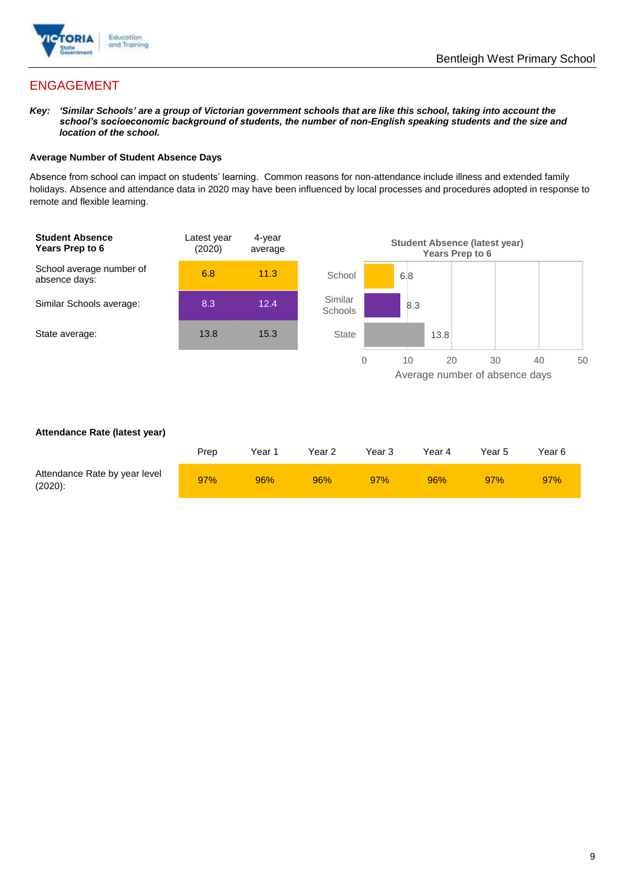## ENGAGEMENT

***Key:*** ***'Similar Schools' are a group of Victorian government schools that are like this school, taking into account the school's socioeconomic background of students, the number of non-English speaking students and the size and location of the school.***

**Average Number of Student Absence Days**

Absence from school can impact on students' learning. Common reasons for non-attendance include illness and extended family holidays. Absence and attendance data in 2020 may have been influenced by local processes and procedures adopted in response to remote and flexible learning.

| **Student Absence Years Prep to 6** | Latest year (2020) | 4-year average |
| --- | --- | --- |
| School average number of absence days: | 6.8 | 11.3 |
| Similar Schools average: | 8.3 | 12.4 |
| State average: | 13.8 | 15.3 |

**Student Absence (latest year) Years Prep to 6**

| | Average number of absence days |
| --- | --- |
| School | 6.8 |
| Similar Schools | 8.3 |
| State | 13.8 |

**Attendance Rate (latest year)**

| | Prep | Year 1 | Year 2 | Year 3 | Year 4 | Year 5 | Year 6 |
| --- | --- | --- | --- | --- | --- | --- | --- |
| Attendance Rate by year level (2020): | 97% | 96% | 96% | 97% | 96% | 97% | 97% |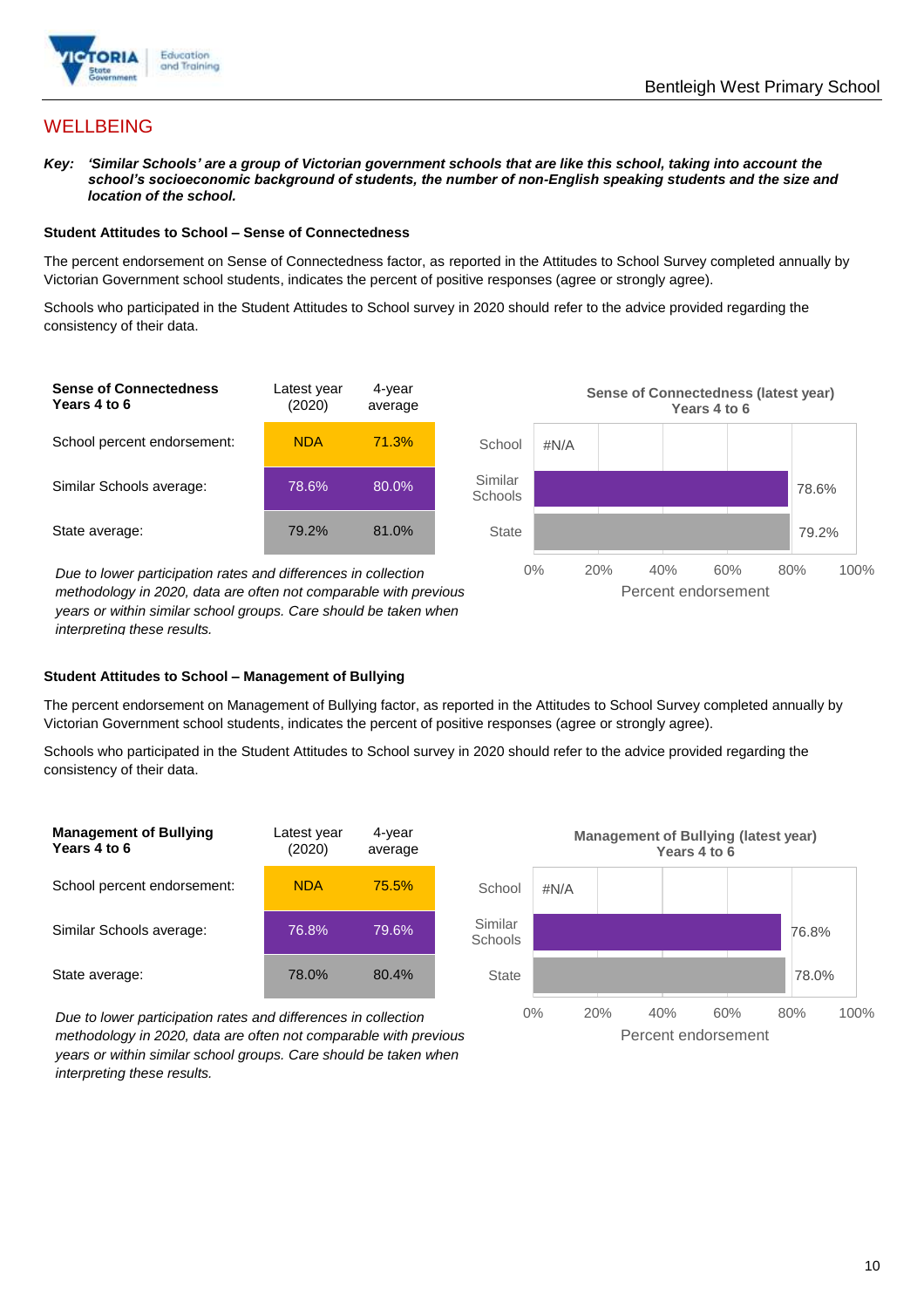## WELLBEING

***Key:*** ***'Similar Schools' are a group of Victorian government schools that are like this school, taking into account the school's socioeconomic background of students, the number of non-English speaking students and the size and location of the school.***

### Student Attitudes to School – Sense of Connectedness

The percent endorsement on Sense of Connectedness factor, as reported in the Attitudes to School Survey completed annually by Victorian Government school students, indicates the percent of positive responses (agree or strongly agree).

Schools who participated in the Student Attitudes to School survey in 2020 should refer to the advice provided regarding the consistency of their data.

| **Sense of Connectedness Years 4 to 6** | Latest year (2020) | 4-year average |
|---|---|---|
| School percent endorsement: | NDA | 71.3% |
| Similar Schools average: | 78.6% | 80.0% |
| State average: | 79.2% | 81.0% |

*Due to lower participation rates and differences in collection methodology in 2020, data are often not comparable with previous years or within similar school groups. Care should be taken when interpreting these results.*

**Sense of Connectedness (latest year) Years 4 to 6**

| | Percent endorsement |
|---|---|
| School | #N/A |
| Similar Schools | 78.6% |
| State | 79.2% |

### Student Attitudes to School – Management of Bullying

The percent endorsement on Management of Bullying factor, as reported in the Attitudes to School Survey completed annually by Victorian Government school students, indicates the percent of positive responses (agree or strongly agree).

Schools who participated in the Student Attitudes to School survey in 2020 should refer to the advice provided regarding the consistency of their data.

| **Management of Bullying Years 4 to 6** | Latest year (2020) | 4-year average |
|---|---|---|
| School percent endorsement: | NDA | 75.5% |
| Similar Schools average: | 76.8% | 79.6% |
| State average: | 78.0% | 80.4% |

*Due to lower participation rates and differences in collection methodology in 2020, data are often not comparable with previous years or within similar school groups. Care should be taken when interpreting these results.*

**Management of Bullying (latest year) Years 4 to 6**

| | Percent endorsement |
|---|---|
| School | #N/A |
| Similar Schools | 76.8% |
| State | 78.0% |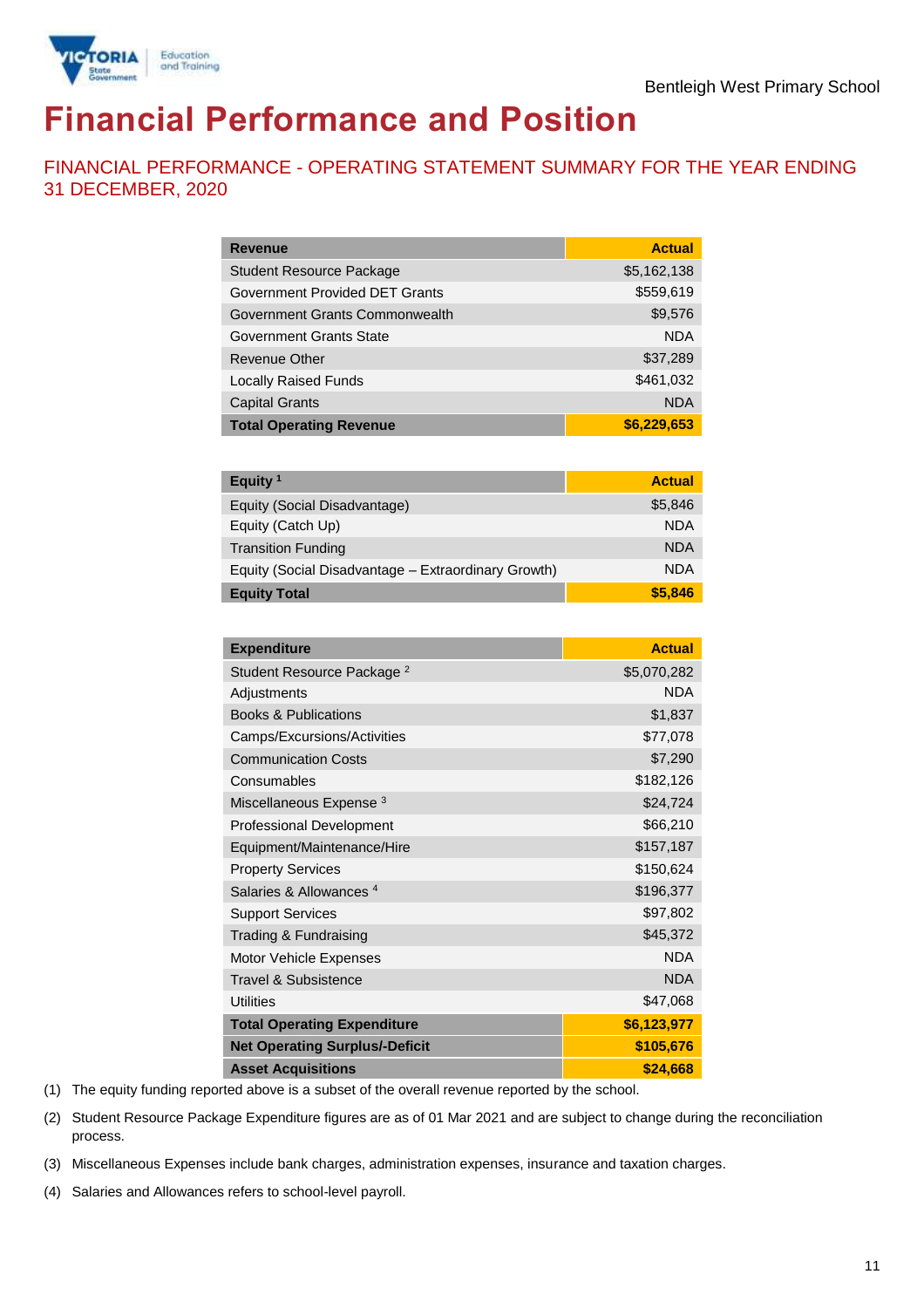Bentleigh West Primary School

# Financial Performance and Position

## FINANCIAL PERFORMANCE - OPERATING STATEMENT SUMMARY FOR THE YEAR ENDING 31 DECEMBER, 2020

| Revenue | Actual |
|---|---|
| Student Resource Package | $5,162,138 |
| Government Provided DET Grants | $559,619 |
| Government Grants Commonwealth | $9,576 |
| Government Grants State | NDA |
| Revenue Other | $37,289 |
| Locally Raised Funds | $461,032 |
| Capital Grants | NDA |
| **Total Operating Revenue** | **$6,229,653** |

| Equity [1] | Actual |
|---|---|
| Equity (Social Disadvantage) | $5,846 |
| Equity (Catch Up) | NDA |
| Transition Funding | NDA |
| Equity (Social Disadvantage – Extraordinary Growth) | NDA |
| **Equity Total** | **$5,846** |

| Expenditure | Actual |
|---|---|
| Student Resource Package [2] | $5,070,282 |
| Adjustments | NDA |
| Books & Publications | $1,837 |
| Camps/Excursions/Activities | $77,078 |
| Communication Costs | $7,290 |
| Consumables | $182,126 |
| Miscellaneous Expense [3] | $24,724 |
| Professional Development | $66,210 |
| Equipment/Maintenance/Hire | $157,187 |
| Property Services | $150,624 |
| Salaries & Allowances [4] | $196,377 |
| Support Services | $97,802 |
| Trading & Fundraising | $45,372 |
| Motor Vehicle Expenses | NDA |
| Travel & Subsistence | NDA |
| Utilities | $47,068 |
| **Total Operating Expenditure** | **$6,123,977** |
| **Net Operating Surplus/-Deficit** | **$105,676** |
| **Asset Acquisitions** | **$24,668** |

(1) The equity funding reported above is a subset of the overall revenue reported by the school.

(2) Student Resource Package Expenditure figures are as of 01 Mar 2021 and are subject to change during the reconciliation process.

(3) Miscellaneous Expenses include bank charges, administration expenses, insurance and taxation charges.

(4) Salaries and Allowances refers to school-level payroll.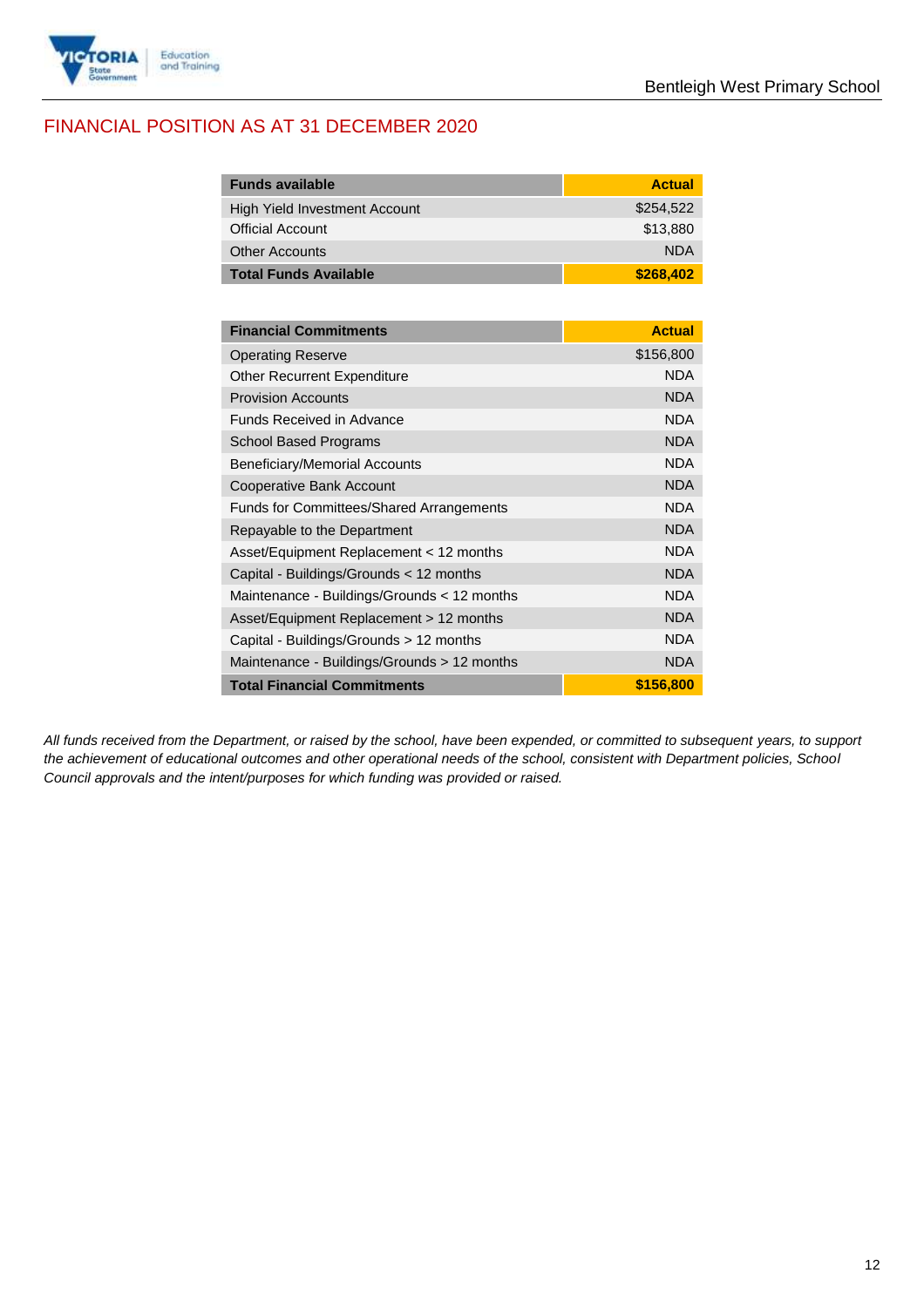## FINANCIAL POSITION AS AT 31 DECEMBER 2020

| Funds available | Actual |
|---|---|
| High Yield Investment Account | $254,522 |
| Official Account | $13,880 |
| Other Accounts | NDA |
| **Total Funds Available** | **$268,402** |

| Financial Commitments | Actual |
|---|---|
| Operating Reserve | $156,800 |
| Other Recurrent Expenditure | NDA |
| Provision Accounts | NDA |
| Funds Received in Advance | NDA |
| School Based Programs | NDA |
| Beneficiary/Memorial Accounts | NDA |
| Cooperative Bank Account | NDA |
| Funds for Committees/Shared Arrangements | NDA |
| Repayable to the Department | NDA |
| Asset/Equipment Replacement < 12 months | NDA |
| Capital - Buildings/Grounds < 12 months | NDA |
| Maintenance - Buildings/Grounds < 12 months | NDA |
| Asset/Equipment Replacement > 12 months | NDA |
| Capital - Buildings/Grounds > 12 months | NDA |
| Maintenance - Buildings/Grounds > 12 months | NDA |
| **Total Financial Commitments** | **$156,800** |

*All funds received from the Department, or raised by the school, have been expended, or committed to subsequent years, to support the achievement of educational outcomes and other operational needs of the school, consistent with Department policies, School Council approvals and the intent/purposes for which funding was provided or raised.*